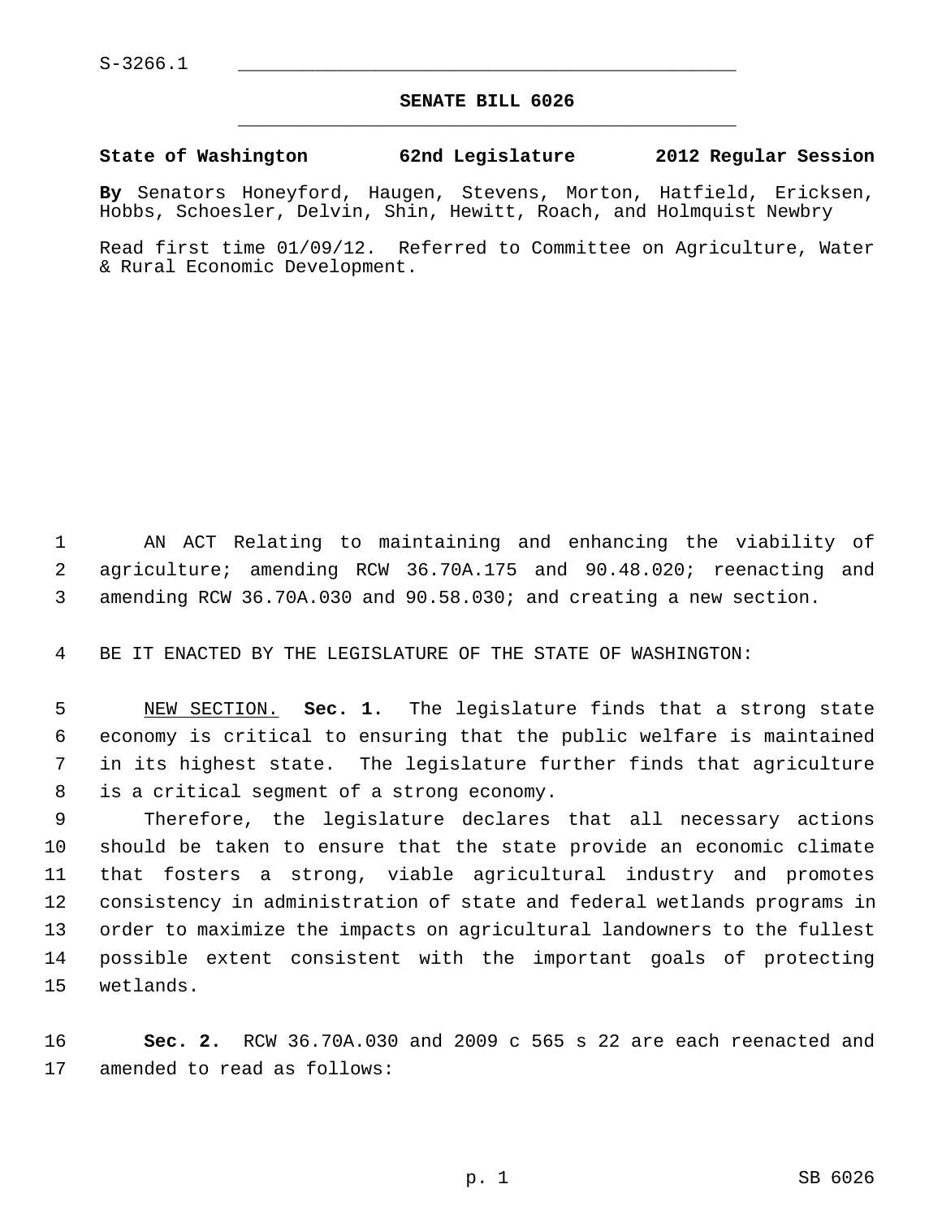S-3266.1

**SENATE BILL 6026**

**State of Washington 62nd Legislature 2012 Regular Session**

**By** Senators Honeyford, Haugen, Stevens, Morton, Hatfield, Ericksen, Hobbs, Schoesler, Delvin, Shin, Hewitt, Roach, and Holmquist Newbry

Read first time 01/09/12. Referred to Committee on Agriculture, Water & Rural Economic Development.

AN ACT Relating to maintaining and enhancing the viability of agriculture; amending RCW 36.70A.175 and 90.48.020; reenacting and amending RCW 36.70A.030 and 90.58.030; and creating a new section.

BE IT ENACTED BY THE LEGISLATURE OF THE STATE OF WASHINGTON:

NEW SECTION. **Sec. 1.** The legislature finds that a strong state economy is critical to ensuring that the public welfare is maintained in its highest state. The legislature further finds that agriculture is a critical segment of a strong economy.

Therefore, the legislature declares that all necessary actions should be taken to ensure that the state provide an economic climate that fosters a strong, viable agricultural industry and promotes consistency in administration of state and federal wetlands programs in order to maximize the impacts on agricultural landowners to the fullest possible extent consistent with the important goals of protecting wetlands.

**Sec. 2.** RCW 36.70A.030 and 2009 c 565 s 22 are each reenacted and amended to read as follows: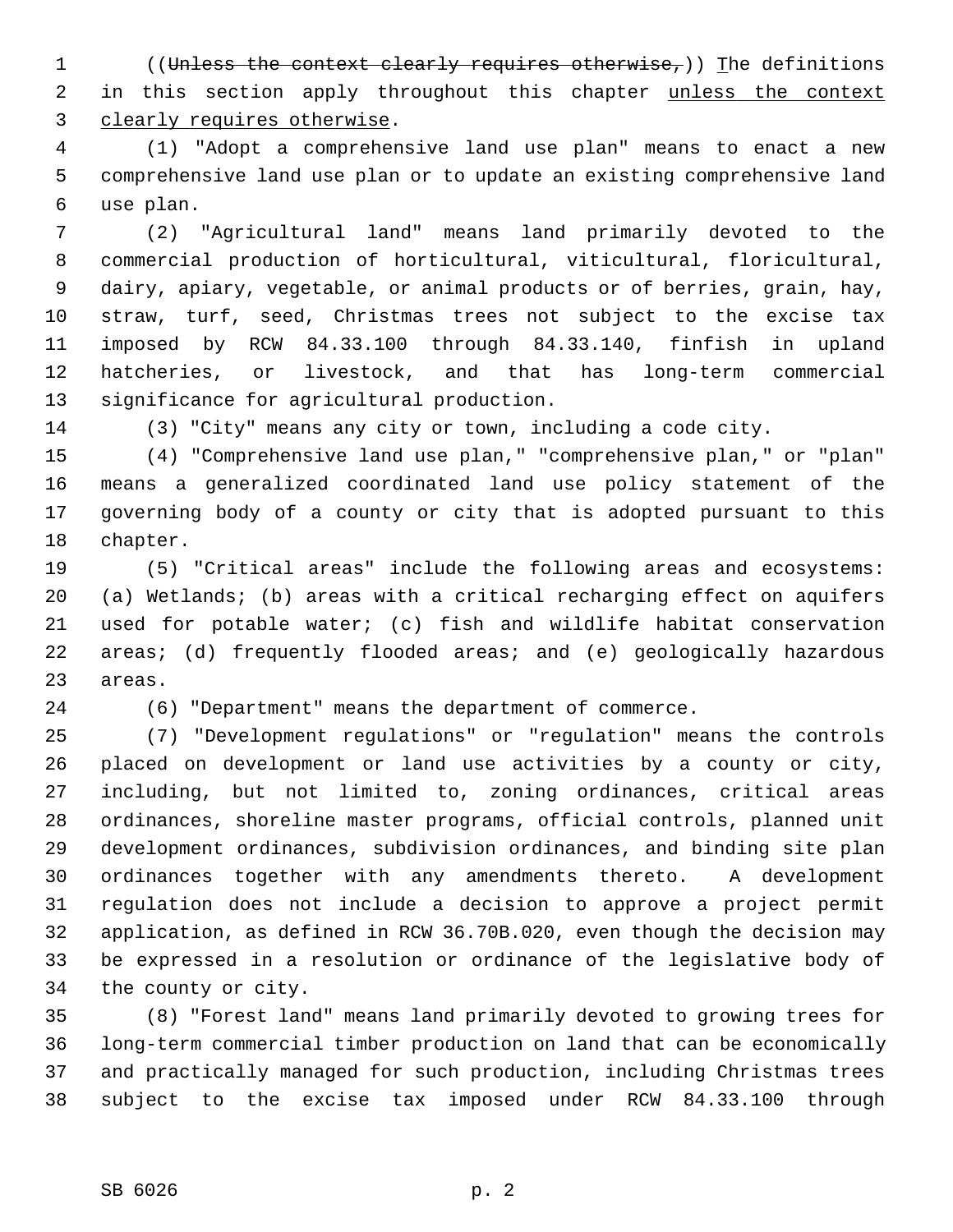((~~Unless the context clearly requires otherwise,~~)) The definitions in this section apply throughout this chapter unless the context clearly requires otherwise.

(1) "Adopt a comprehensive land use plan" means to enact a new comprehensive land use plan or to update an existing comprehensive land use plan.

(2) "Agricultural land" means land primarily devoted to the commercial production of horticultural, viticultural, floricultural, dairy, apiary, vegetable, or animal products or of berries, grain, hay, straw, turf, seed, Christmas trees not subject to the excise tax imposed by RCW 84.33.100 through 84.33.140, finfish in upland hatcheries, or livestock, and that has long-term commercial significance for agricultural production.

(3) "City" means any city or town, including a code city.

(4) "Comprehensive land use plan," "comprehensive plan," or "plan" means a generalized coordinated land use policy statement of the governing body of a county or city that is adopted pursuant to this chapter.

(5) "Critical areas" include the following areas and ecosystems: (a) Wetlands; (b) areas with a critical recharging effect on aquifers used for potable water; (c) fish and wildlife habitat conservation areas; (d) frequently flooded areas; and (e) geologically hazardous areas.

(6) "Department" means the department of commerce.

(7) "Development regulations" or "regulation" means the controls placed on development or land use activities by a county or city, including, but not limited to, zoning ordinances, critical areas ordinances, shoreline master programs, official controls, planned unit development ordinances, subdivision ordinances, and binding site plan ordinances together with any amendments thereto. A development regulation does not include a decision to approve a project permit application, as defined in RCW 36.70B.020, even though the decision may be expressed in a resolution or ordinance of the legislative body of the county or city.

(8) "Forest land" means land primarily devoted to growing trees for long-term commercial timber production on land that can be economically and practically managed for such production, including Christmas trees subject to the excise tax imposed under RCW 84.33.100 through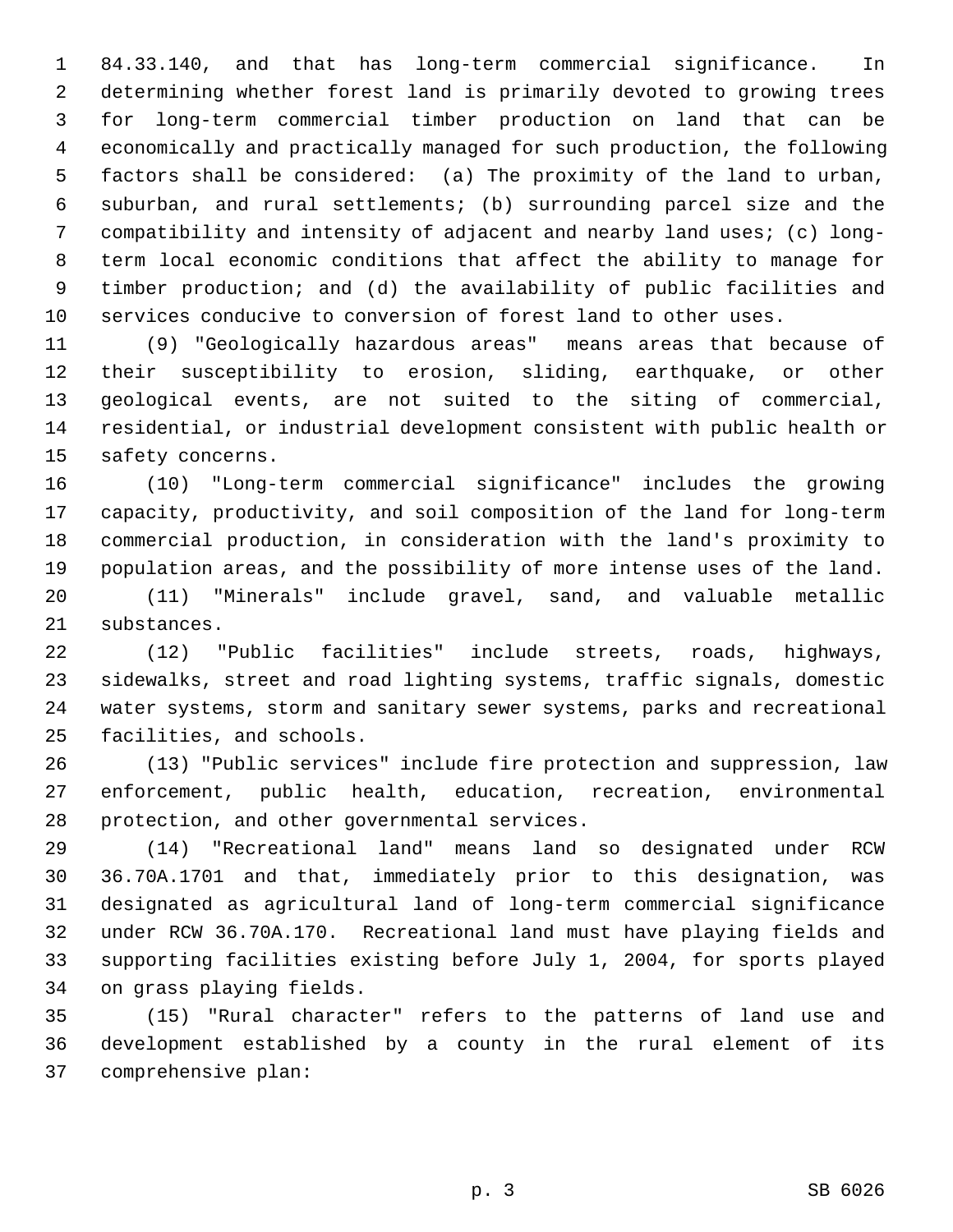84.33.140, and that has long-term commercial significance. In determining whether forest land is primarily devoted to growing trees for long-term commercial timber production on land that can be economically and practically managed for such production, the following factors shall be considered: (a) The proximity of the land to urban, suburban, and rural settlements; (b) surrounding parcel size and the compatibility and intensity of adjacent and nearby land uses; (c) long-term local economic conditions that affect the ability to manage for timber production; and (d) the availability of public facilities and services conducive to conversion of forest land to other uses.

(9) "Geologically hazardous areas" means areas that because of their susceptibility to erosion, sliding, earthquake, or other geological events, are not suited to the siting of commercial, residential, or industrial development consistent with public health or safety concerns.

(10) "Long-term commercial significance" includes the growing capacity, productivity, and soil composition of the land for long-term commercial production, in consideration with the land's proximity to population areas, and the possibility of more intense uses of the land.

(11) "Minerals" include gravel, sand, and valuable metallic substances.

(12) "Public facilities" include streets, roads, highways, sidewalks, street and road lighting systems, traffic signals, domestic water systems, storm and sanitary sewer systems, parks and recreational facilities, and schools.

(13) "Public services" include fire protection and suppression, law enforcement, public health, education, recreation, environmental protection, and other governmental services.

(14) "Recreational land" means land so designated under RCW 36.70A.1701 and that, immediately prior to this designation, was designated as agricultural land of long-term commercial significance under RCW 36.70A.170. Recreational land must have playing fields and supporting facilities existing before July 1, 2004, for sports played on grass playing fields.

(15) "Rural character" refers to the patterns of land use and development established by a county in the rural element of its comprehensive plan: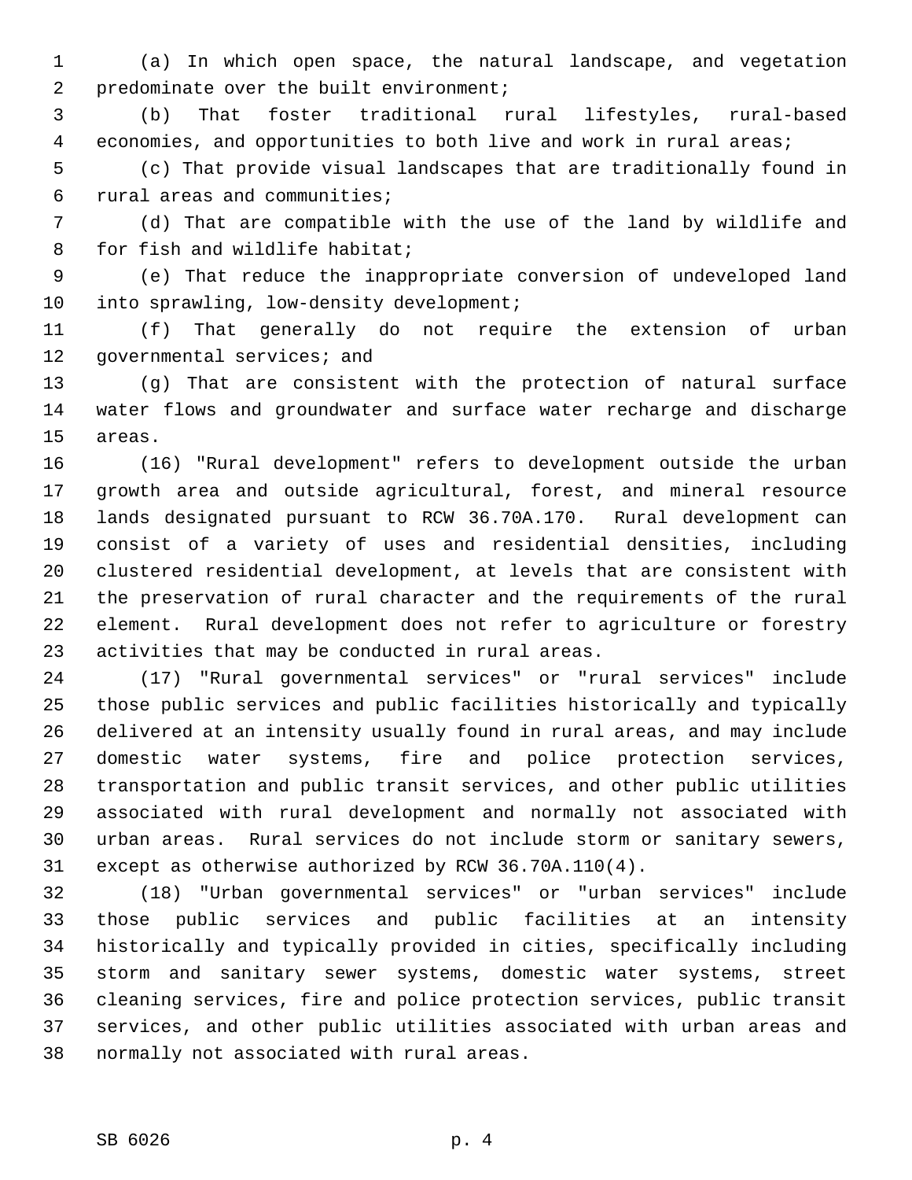(a) In which open space, the natural landscape, and vegetation predominate over the built environment;

(b) That foster traditional rural lifestyles, rural-based economies, and opportunities to both live and work in rural areas;

(c) That provide visual landscapes that are traditionally found in rural areas and communities;

(d) That are compatible with the use of the land by wildlife and for fish and wildlife habitat;

(e) That reduce the inappropriate conversion of undeveloped land into sprawling, low-density development;

(f) That generally do not require the extension of urban governmental services; and

(g) That are consistent with the protection of natural surface water flows and groundwater and surface water recharge and discharge areas.

(16) "Rural development" refers to development outside the urban growth area and outside agricultural, forest, and mineral resource lands designated pursuant to RCW 36.70A.170. Rural development can consist of a variety of uses and residential densities, including clustered residential development, at levels that are consistent with the preservation of rural character and the requirements of the rural element. Rural development does not refer to agriculture or forestry activities that may be conducted in rural areas.

(17) "Rural governmental services" or "rural services" include those public services and public facilities historically and typically delivered at an intensity usually found in rural areas, and may include domestic water systems, fire and police protection services, transportation and public transit services, and other public utilities associated with rural development and normally not associated with urban areas. Rural services do not include storm or sanitary sewers, except as otherwise authorized by RCW 36.70A.110(4).

(18) "Urban governmental services" or "urban services" include those public services and public facilities at an intensity historically and typically provided in cities, specifically including storm and sanitary sewer systems, domestic water systems, street cleaning services, fire and police protection services, public transit services, and other public utilities associated with urban areas and normally not associated with rural areas.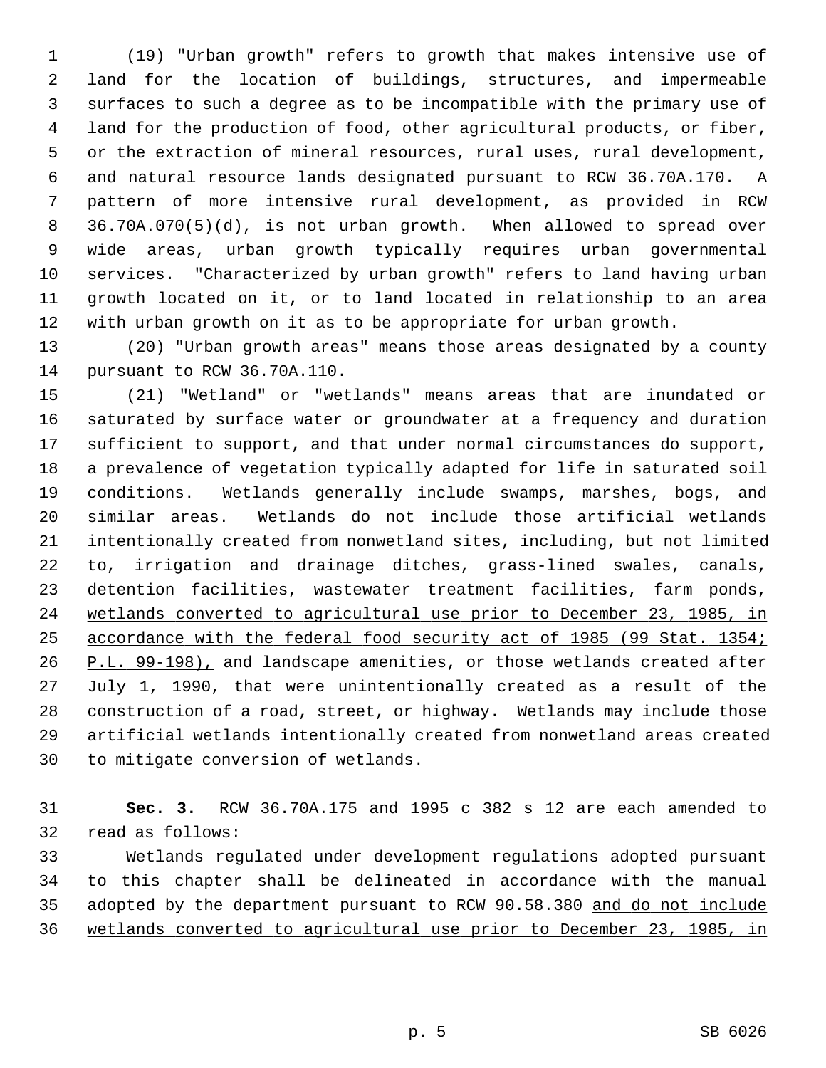(19) "Urban growth" refers to growth that makes intensive use of land for the location of buildings, structures, and impermeable surfaces to such a degree as to be incompatible with the primary use of land for the production of food, other agricultural products, or fiber, or the extraction of mineral resources, rural uses, rural development, and natural resource lands designated pursuant to RCW 36.70A.170. A pattern of more intensive rural development, as provided in RCW 36.70A.070(5)(d), is not urban growth. When allowed to spread over wide areas, urban growth typically requires urban governmental services. "Characterized by urban growth" refers to land having urban growth located on it, or to land located in relationship to an area with urban growth on it as to be appropriate for urban growth.

(20) "Urban growth areas" means those areas designated by a county pursuant to RCW 36.70A.110.

(21) "Wetland" or "wetlands" means areas that are inundated or saturated by surface water or groundwater at a frequency and duration sufficient to support, and that under normal circumstances do support, a prevalence of vegetation typically adapted for life in saturated soil conditions. Wetlands generally include swamps, marshes, bogs, and similar areas. Wetlands do not include those artificial wetlands intentionally created from nonwetland sites, including, but not limited to, irrigation and drainage ditches, grass-lined swales, canals, detention facilities, wastewater treatment facilities, farm ponds, <u>wetlands converted to agricultural use prior to December 23, 1985, in accordance with the federal food security act of 1985 (99 Stat. 1354; P.L. 99-198),</u> and landscape amenities, or those wetlands created after July 1, 1990, that were unintentionally created as a result of the construction of a road, street, or highway. Wetlands may include those artificial wetlands intentionally created from nonwetland areas created to mitigate conversion of wetlands.

**Sec. 3.** RCW 36.70A.175 and 1995 c 382 s 12 are each amended to read as follows:

Wetlands regulated under development regulations adopted pursuant to this chapter shall be delineated in accordance with the manual adopted by the department pursuant to RCW 90.58.380 <u>and do not include wetlands converted to agricultural use prior to December 23, 1985, in</u>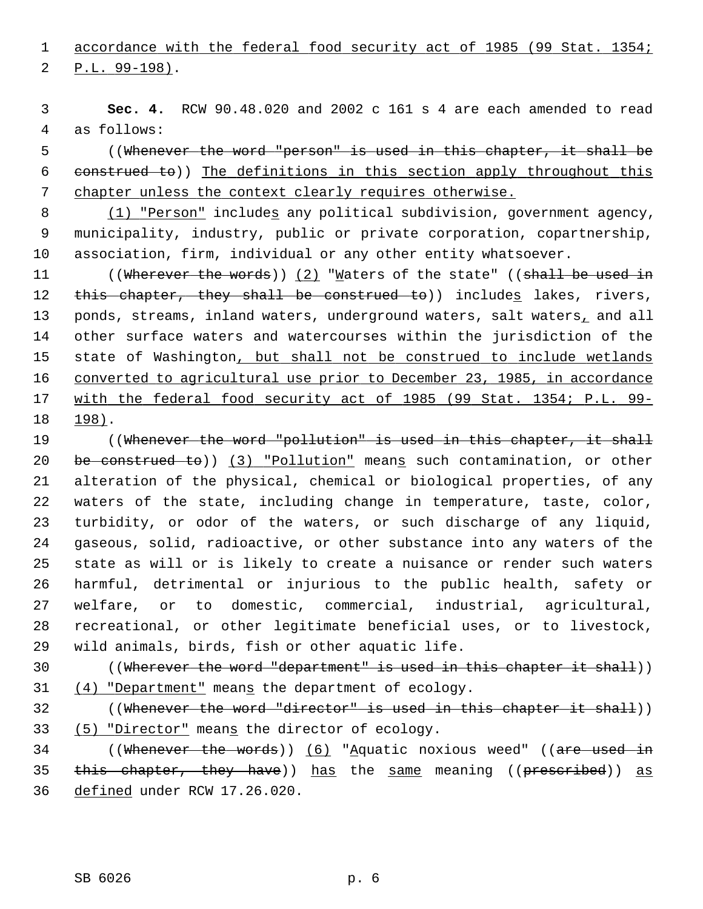accordance with the federal food security act of 1985 (99 Stat. 1354; P.L. 99-198).

**Sec. 4.** RCW 90.48.020 and 2002 c 161 s 4 are each amended to read as follows:

((~~Whenever the word "person" is used in this chapter, it shall be construed to~~)) The definitions in this section apply throughout this chapter unless the context clearly requires otherwise.

(1) "Person" includes any political subdivision, government agency, municipality, industry, public or private corporation, copartnership, association, firm, individual or any other entity whatsoever.

((~~Wherever the words~~)) (2) "Waters of the state" ((~~shall be used in this chapter, they shall be construed to~~)) includes lakes, rivers, ponds, streams, inland waters, underground waters, salt waters, and all other surface waters and watercourses within the jurisdiction of the state of Washington, but shall not be construed to include wetlands converted to agricultural use prior to December 23, 1985, in accordance with the federal food security act of 1985 (99 Stat. 1354; P.L. 99-198).

((~~Whenever the word "pollution" is used in this chapter, it shall be construed to~~)) (3) "Pollution" means such contamination, or other alteration of the physical, chemical or biological properties, of any waters of the state, including change in temperature, taste, color, turbidity, or odor of the waters, or such discharge of any liquid, gaseous, solid, radioactive, or other substance into any waters of the state as will or is likely to create a nuisance or render such waters harmful, detrimental or injurious to the public health, safety or welfare, or to domestic, commercial, industrial, agricultural, recreational, or other legitimate beneficial uses, or to livestock, wild animals, birds, fish or other aquatic life.

((~~Wherever the word "department" is used in this chapter it shall~~)) (4) "Department" means the department of ecology.

((~~Whenever the word "director" is used in this chapter it shall~~)) (5) "Director" means the director of ecology.

((~~Whenever the words~~)) (6) "Aquatic noxious weed" ((~~are used in this chapter, they have~~)) has the same meaning ((~~prescribed~~)) as defined under RCW 17.26.020.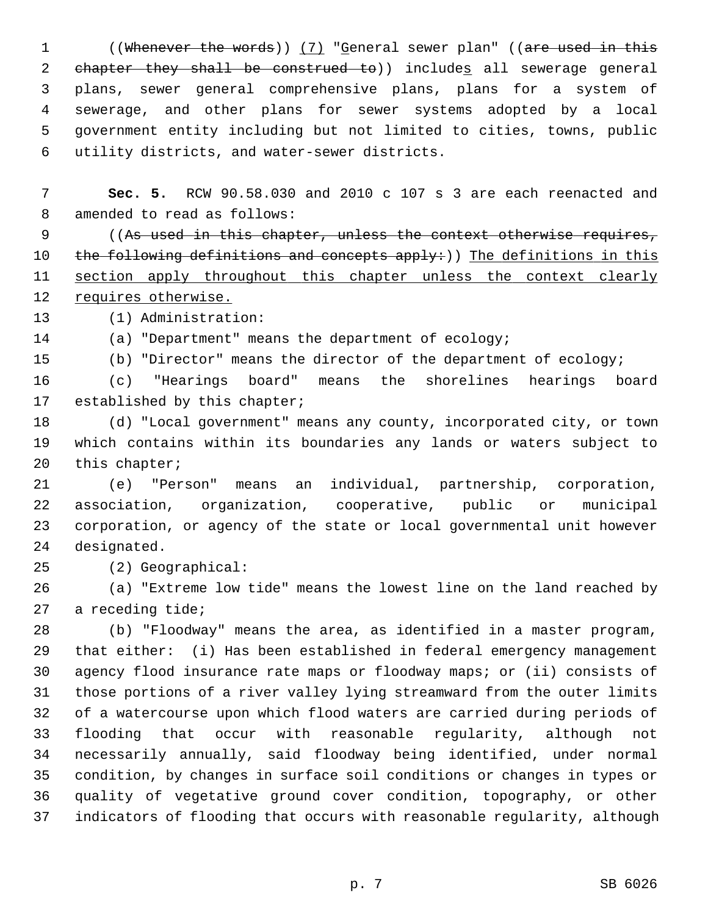((~~Whenever the words~~)) <u>(7)</u> "<u>G</u>eneral sewer plan" ((~~are used in this chapter they shall be construed to~~)) include<u>s</u> all sewerage general plans, sewer general comprehensive plans, plans for a system of sewerage, and other plans for sewer systems adopted by a local government entity including but not limited to cities, towns, public utility districts, and water-sewer districts.

**Sec. 5.** RCW 90.58.030 and 2010 c 107 s 3 are each reenacted and amended to read as follows:

((~~As used in this chapter, unless the context otherwise requires, the following definitions and concepts apply:~~)) <u>The definitions in this section apply throughout this chapter unless the context clearly requires otherwise.</u>

(1) Administration:

(a) "Department" means the department of ecology;

(b) "Director" means the director of the department of ecology;

(c) "Hearings board" means the shorelines hearings board established by this chapter;

(d) "Local government" means any county, incorporated city, or town which contains within its boundaries any lands or waters subject to this chapter;

(e) "Person" means an individual, partnership, corporation, association, organization, cooperative, public or municipal corporation, or agency of the state or local governmental unit however designated.

(2) Geographical:

(a) "Extreme low tide" means the lowest line on the land reached by a receding tide;

(b) "Floodway" means the area, as identified in a master program, that either: (i) Has been established in federal emergency management agency flood insurance rate maps or floodway maps; or (ii) consists of those portions of a river valley lying streamward from the outer limits of a watercourse upon which flood waters are carried during periods of flooding that occur with reasonable regularity, although not necessarily annually, said floodway being identified, under normal condition, by changes in surface soil conditions or changes in types or quality of vegetative ground cover condition, topography, or other indicators of flooding that occurs with reasonable regularity, although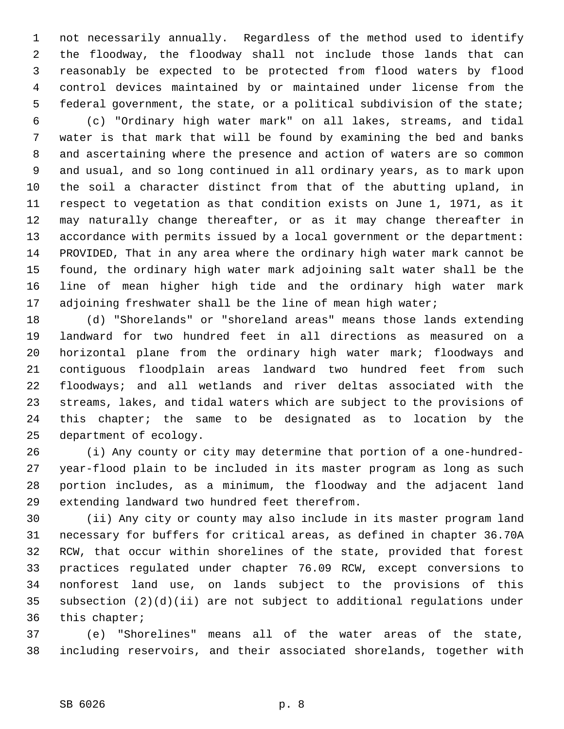not necessarily annually. Regardless of the method used to identify the floodway, the floodway shall not include those lands that can reasonably be expected to be protected from flood waters by flood control devices maintained by or maintained under license from the federal government, the state, or a political subdivision of the state;

(c) "Ordinary high water mark" on all lakes, streams, and tidal water is that mark that will be found by examining the bed and banks and ascertaining where the presence and action of waters are so common and usual, and so long continued in all ordinary years, as to mark upon the soil a character distinct from that of the abutting upland, in respect to vegetation as that condition exists on June 1, 1971, as it may naturally change thereafter, or as it may change thereafter in accordance with permits issued by a local government or the department: PROVIDED, That in any area where the ordinary high water mark cannot be found, the ordinary high water mark adjoining salt water shall be the line of mean higher high tide and the ordinary high water mark adjoining freshwater shall be the line of mean high water;

(d) "Shorelands" or "shoreland areas" means those lands extending landward for two hundred feet in all directions as measured on a horizontal plane from the ordinary high water mark; floodways and contiguous floodplain areas landward two hundred feet from such floodways; and all wetlands and river deltas associated with the streams, lakes, and tidal waters which are subject to the provisions of this chapter; the same to be designated as to location by the department of ecology.

(i) Any county or city may determine that portion of a one-hundred-year-flood plain to be included in its master program as long as such portion includes, as a minimum, the floodway and the adjacent land extending landward two hundred feet therefrom.

(ii) Any city or county may also include in its master program land necessary for buffers for critical areas, as defined in chapter 36.70A RCW, that occur within shorelines of the state, provided that forest practices regulated under chapter 76.09 RCW, except conversions to nonforest land use, on lands subject to the provisions of this subsection (2)(d)(ii) are not subject to additional regulations under this chapter;

(e) "Shorelines" means all of the water areas of the state, including reservoirs, and their associated shorelands, together with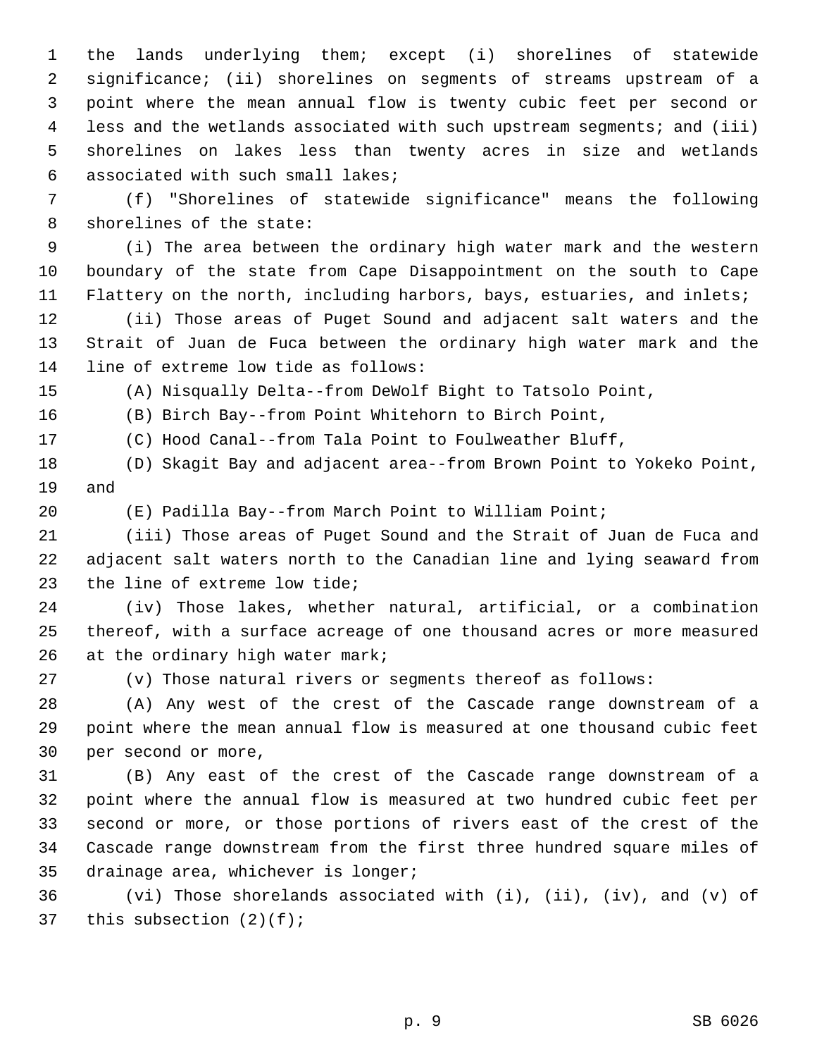the lands underlying them; except (i) shorelines of statewide significance; (ii) shorelines on segments of streams upstream of a point where the mean annual flow is twenty cubic feet per second or less and the wetlands associated with such upstream segments; and (iii) shorelines on lakes less than twenty acres in size and wetlands associated with such small lakes;

(f) "Shorelines of statewide significance" means the following shorelines of the state:

(i) The area between the ordinary high water mark and the western boundary of the state from Cape Disappointment on the south to Cape Flattery on the north, including harbors, bays, estuaries, and inlets;

(ii) Those areas of Puget Sound and adjacent salt waters and the Strait of Juan de Fuca between the ordinary high water mark and the line of extreme low tide as follows:

(A) Nisqually Delta--from DeWolf Bight to Tatsolo Point,

(B) Birch Bay--from Point Whitehorn to Birch Point,

(C) Hood Canal--from Tala Point to Foulweather Bluff,

(D) Skagit Bay and adjacent area--from Brown Point to Yokeko Point, and

(E) Padilla Bay--from March Point to William Point;

(iii) Those areas of Puget Sound and the Strait of Juan de Fuca and adjacent salt waters north to the Canadian line and lying seaward from the line of extreme low tide;

(iv) Those lakes, whether natural, artificial, or a combination thereof, with a surface acreage of one thousand acres or more measured at the ordinary high water mark;

(v) Those natural rivers or segments thereof as follows:

(A) Any west of the crest of the Cascade range downstream of a point where the mean annual flow is measured at one thousand cubic feet per second or more,

(B) Any east of the crest of the Cascade range downstream of a point where the annual flow is measured at two hundred cubic feet per second or more, or those portions of rivers east of the crest of the Cascade range downstream from the first three hundred square miles of drainage area, whichever is longer;

(vi) Those shorelands associated with (i), (ii), (iv), and (v) of this subsection (2)(f);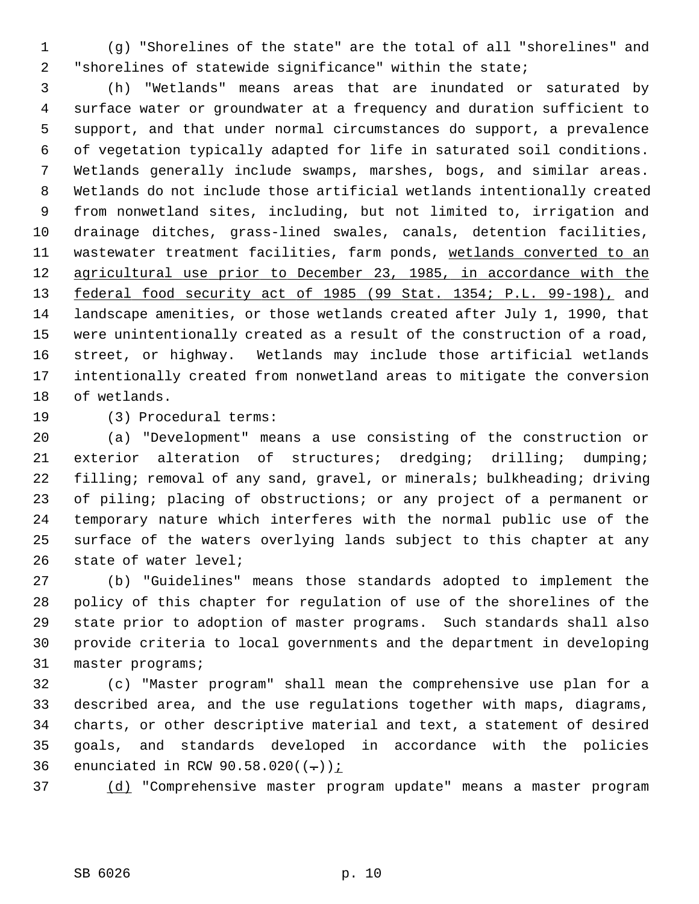(g) "Shorelines of the state" are the total of all "shorelines" and "shorelines of statewide significance" within the state;

(h) "Wetlands" means areas that are inundated or saturated by surface water or groundwater at a frequency and duration sufficient to support, and that under normal circumstances do support, a prevalence of vegetation typically adapted for life in saturated soil conditions. Wetlands generally include swamps, marshes, bogs, and similar areas. Wetlands do not include those artificial wetlands intentionally created from nonwetland sites, including, but not limited to, irrigation and drainage ditches, grass-lined swales, canals, detention facilities, wastewater treatment facilities, farm ponds, <u>wetlands converted to an agricultural use prior to December 23, 1985, in accordance with the federal food security act of 1985 (99 Stat. 1354; P.L. 99-198),</u> and landscape amenities, or those wetlands created after July 1, 1990, that were unintentionally created as a result of the construction of a road, street, or highway. Wetlands may include those artificial wetlands intentionally created from nonwetland areas to mitigate the conversion of wetlands.

(3) Procedural terms:

(a) "Development" means a use consisting of the construction or exterior alteration of structures; dredging; drilling; dumping; filling; removal of any sand, gravel, or minerals; bulkheading; driving of piling; placing of obstructions; or any project of a permanent or temporary nature which interferes with the normal public use of the surface of the waters overlying lands subject to this chapter at any state of water level;

(b) "Guidelines" means those standards adopted to implement the policy of this chapter for regulation of use of the shorelines of the state prior to adoption of master programs. Such standards shall also provide criteria to local governments and the department in developing master programs;

(c) "Master program" shall mean the comprehensive use plan for a described area, and the use regulations together with maps, diagrams, charts, or other descriptive material and text, a statement of desired goals, and standards developed in accordance with the policies enunciated in RCW 90.58.020((~~.~~))<u>;</u>

<u>(d)</u> "Comprehensive master program update" means a master program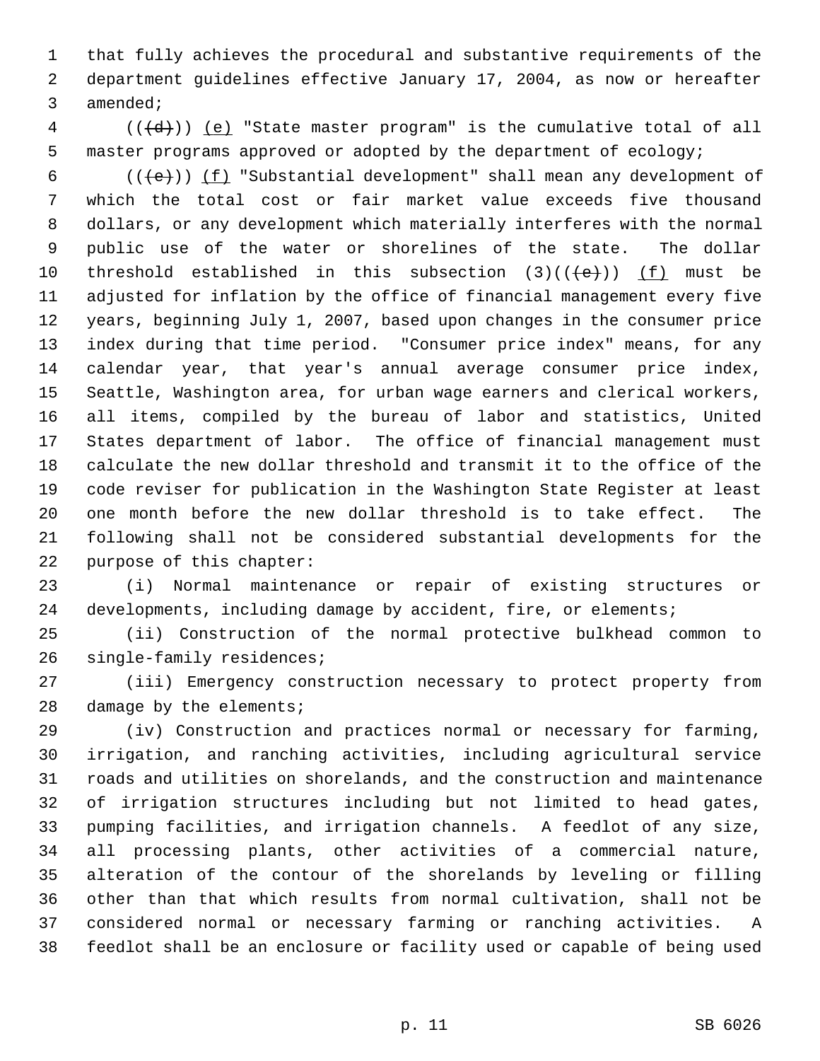that fully achieves the procedural and substantive requirements of the department guidelines effective January 17, 2004, as now or hereafter amended;

(((d))) (e) "State master program" is the cumulative total of all master programs approved or adopted by the department of ecology;

(((e))) (f) "Substantial development" shall mean any development of which the total cost or fair market value exceeds five thousand dollars, or any development which materially interferes with the normal public use of the water or shorelines of the state. The dollar threshold established in this subsection (3)(((e))) (f) must be adjusted for inflation by the office of financial management every five years, beginning July 1, 2007, based upon changes in the consumer price index during that time period. "Consumer price index" means, for any calendar year, that year's annual average consumer price index, Seattle, Washington area, for urban wage earners and clerical workers, all items, compiled by the bureau of labor and statistics, United States department of labor. The office of financial management must calculate the new dollar threshold and transmit it to the office of the code reviser for publication in the Washington State Register at least one month before the new dollar threshold is to take effect. The following shall not be considered substantial developments for the purpose of this chapter:

(i) Normal maintenance or repair of existing structures or developments, including damage by accident, fire, or elements;

(ii) Construction of the normal protective bulkhead common to single-family residences;

(iii) Emergency construction necessary to protect property from damage by the elements;

(iv) Construction and practices normal or necessary for farming, irrigation, and ranching activities, including agricultural service roads and utilities on shorelands, and the construction and maintenance of irrigation structures including but not limited to head gates, pumping facilities, and irrigation channels. A feedlot of any size, all processing plants, other activities of a commercial nature, alteration of the contour of the shorelands by leveling or filling other than that which results from normal cultivation, shall not be considered normal or necessary farming or ranching activities. A feedlot shall be an enclosure or facility used or capable of being used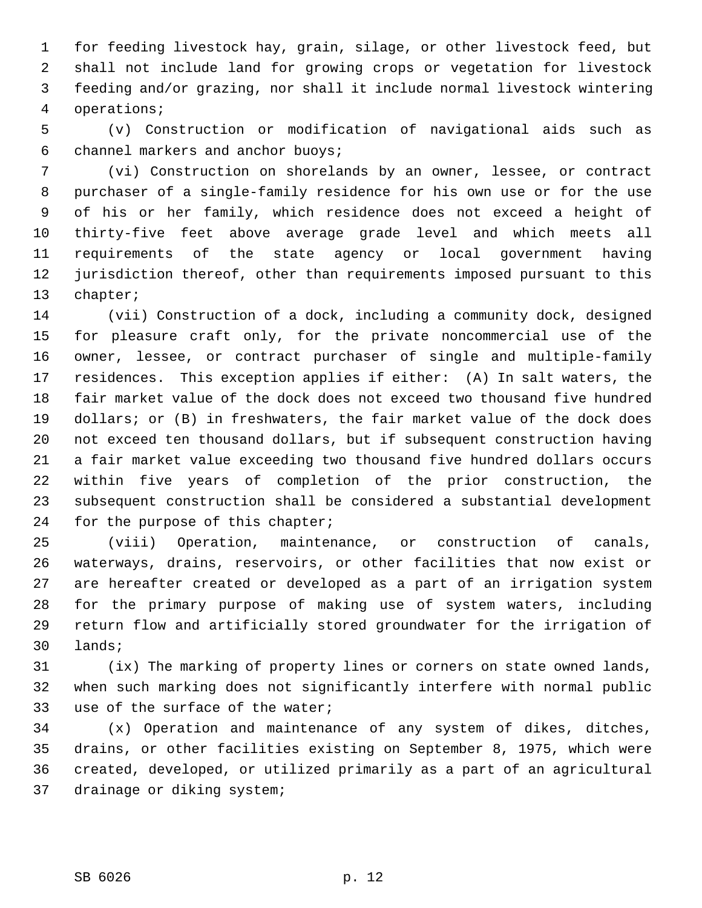for feeding livestock hay, grain, silage, or other livestock feed, but shall not include land for growing crops or vegetation for livestock feeding and/or grazing, nor shall it include normal livestock wintering operations;

(v) Construction or modification of navigational aids such as channel markers and anchor buoys;

(vi) Construction on shorelands by an owner, lessee, or contract purchaser of a single-family residence for his own use or for the use of his or her family, which residence does not exceed a height of thirty-five feet above average grade level and which meets all requirements of the state agency or local government having jurisdiction thereof, other than requirements imposed pursuant to this chapter;

(vii) Construction of a dock, including a community dock, designed for pleasure craft only, for the private noncommercial use of the owner, lessee, or contract purchaser of single and multiple-family residences. This exception applies if either: (A) In salt waters, the fair market value of the dock does not exceed two thousand five hundred dollars; or (B) in freshwaters, the fair market value of the dock does not exceed ten thousand dollars, but if subsequent construction having a fair market value exceeding two thousand five hundred dollars occurs within five years of completion of the prior construction, the subsequent construction shall be considered a substantial development for the purpose of this chapter;

(viii) Operation, maintenance, or construction of canals, waterways, drains, reservoirs, or other facilities that now exist or are hereafter created or developed as a part of an irrigation system for the primary purpose of making use of system waters, including return flow and artificially stored groundwater for the irrigation of lands;

(ix) The marking of property lines or corners on state owned lands, when such marking does not significantly interfere with normal public use of the surface of the water;

(x) Operation and maintenance of any system of dikes, ditches, drains, or other facilities existing on September 8, 1975, which were created, developed, or utilized primarily as a part of an agricultural drainage or diking system;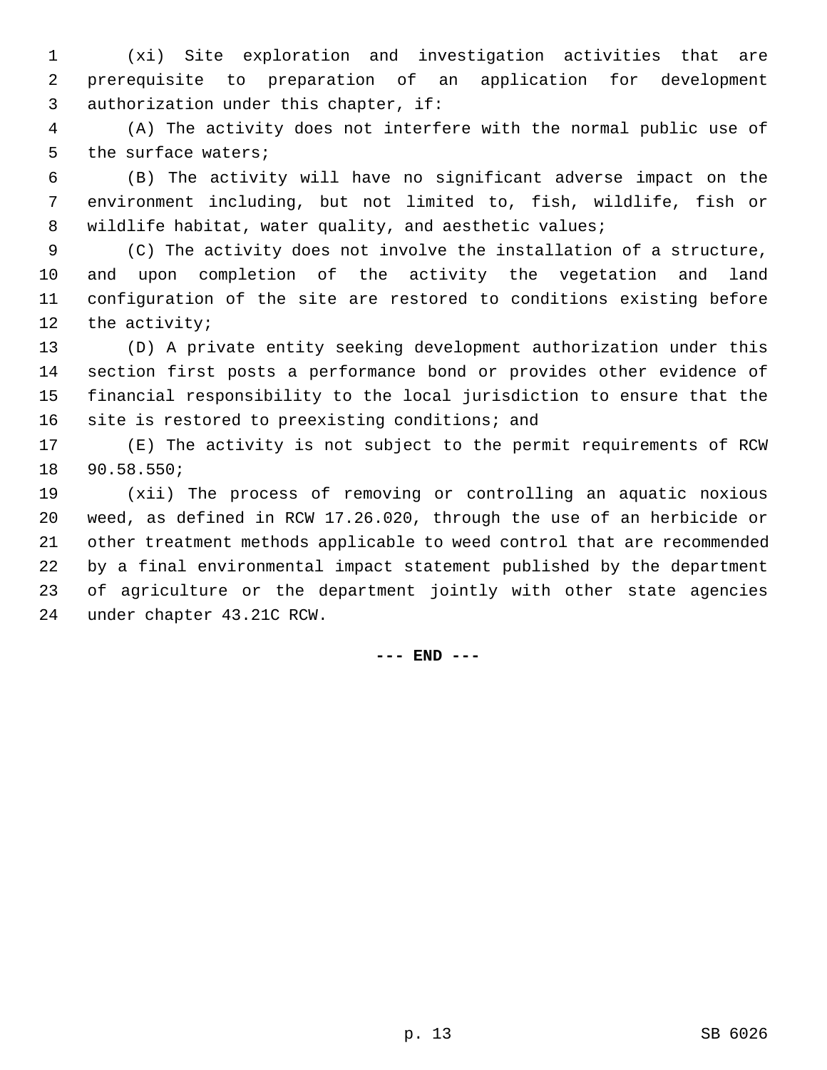(xi) Site exploration and investigation activities that are prerequisite to preparation of an application for development authorization under this chapter, if:

(A) The activity does not interfere with the normal public use of the surface waters;

(B) The activity will have no significant adverse impact on the environment including, but not limited to, fish, wildlife, fish or wildlife habitat, water quality, and aesthetic values;

(C) The activity does not involve the installation of a structure, and upon completion of the activity the vegetation and land configuration of the site are restored to conditions existing before the activity;

(D) A private entity seeking development authorization under this section first posts a performance bond or provides other evidence of financial responsibility to the local jurisdiction to ensure that the site is restored to preexisting conditions; and

(E) The activity is not subject to the permit requirements of RCW 90.58.550;

(xii) The process of removing or controlling an aquatic noxious weed, as defined in RCW 17.26.020, through the use of an herbicide or other treatment methods applicable to weed control that are recommended by a final environmental impact statement published by the department of agriculture or the department jointly with other state agencies under chapter 43.21C RCW.

**--- END ---**